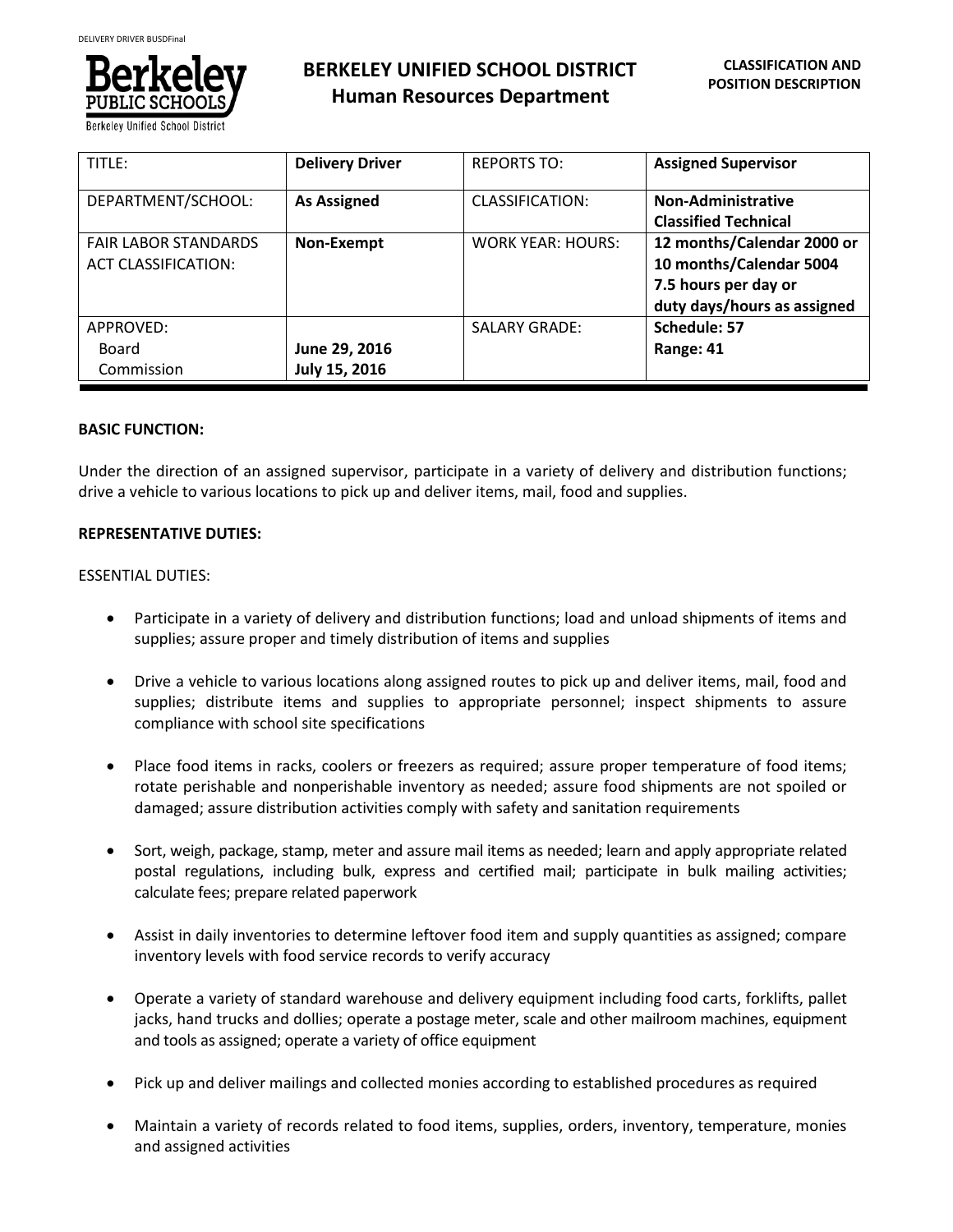# BERKELEY UNIFIED SCHOOL DISTRICT
## Human Resources Department

**CLASSIFICATION AND POSITION DESCRIPTION**

| TITLE: | **Delivery Driver** | REPORTS TO: | **Assigned Supervisor** |
|---|---|---|---|
| DEPARTMENT/SCHOOL: | **As Assigned** | CLASSIFICATION: | **Non-Administrative Classified Technical** |
| FAIR LABOR STANDARDS ACT CLASSIFICATION: | **Non-Exempt** | WORK YEAR: HOURS: | **12 months/Calendar 2000 or 10 months/Calendar 5004 7.5 hours per day or duty days/hours as assigned** |
| APPROVED: Board Commission | **June 29, 2016 July 15, 2016** | SALARY GRADE: | **Schedule: 57 Range: 41** |

**BASIC FUNCTION:**

Under the direction of an assigned supervisor, participate in a variety of delivery and distribution functions; drive a vehicle to various locations to pick up and deliver items, mail, food and supplies.

**REPRESENTATIVE DUTIES:**

ESSENTIAL DUTIES:

- Participate in a variety of delivery and distribution functions; load and unload shipments of items and supplies; assure proper and timely distribution of items and supplies
- Drive a vehicle to various locations along assigned routes to pick up and deliver items, mail, food and supplies; distribute items and supplies to appropriate personnel; inspect shipments to assure compliance with school site specifications
- Place food items in racks, coolers or freezers as required; assure proper temperature of food items; rotate perishable and nonperishable inventory as needed; assure food shipments are not spoiled or damaged; assure distribution activities comply with safety and sanitation requirements
- Sort, weigh, package, stamp, meter and assure mail items as needed; learn and apply appropriate related postal regulations, including bulk, express and certified mail; participate in bulk mailing activities; calculate fees; prepare related paperwork
- Assist in daily inventories to determine leftover food item and supply quantities as assigned; compare inventory levels with food service records to verify accuracy
- Operate a variety of standard warehouse and delivery equipment including food carts, forklifts, pallet jacks, hand trucks and dollies; operate a postage meter, scale and other mailroom machines, equipment and tools as assigned; operate a variety of office equipment
- Pick up and deliver mailings and collected monies according to established procedures as required
- Maintain a variety of records related to food items, supplies, orders, inventory, temperature, monies and assigned activities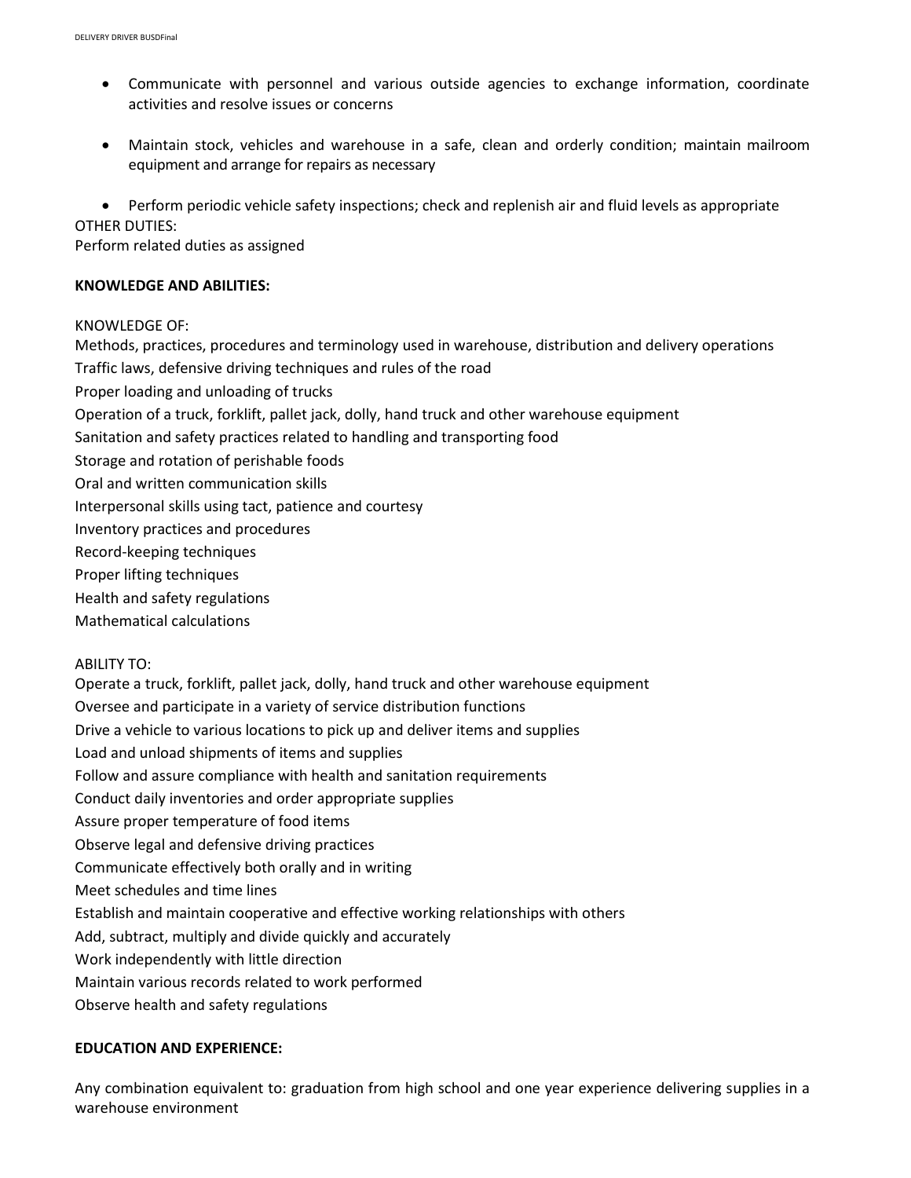- Communicate with personnel and various outside agencies to exchange information, coordinate activities and resolve issues or concerns

- Maintain stock, vehicles and warehouse in a safe, clean and orderly condition; maintain mailroom equipment and arrange for repairs as necessary

- Perform periodic vehicle safety inspections; check and replenish air and fluid levels as appropriate

OTHER DUTIES:
Perform related duties as assigned

**KNOWLEDGE AND ABILITIES:**

KNOWLEDGE OF:
Methods, practices, procedures and terminology used in warehouse, distribution and delivery operations
Traffic laws, defensive driving techniques and rules of the road
Proper loading and unloading of trucks
Operation of a truck, forklift, pallet jack, dolly, hand truck and other warehouse equipment
Sanitation and safety practices related to handling and transporting food
Storage and rotation of perishable foods
Oral and written communication skills
Interpersonal skills using tact, patience and courtesy
Inventory practices and procedures
Record-keeping techniques
Proper lifting techniques
Health and safety regulations
Mathematical calculations

ABILITY TO:
Operate a truck, forklift, pallet jack, dolly, hand truck and other warehouse equipment
Oversee and participate in a variety of service distribution functions
Drive a vehicle to various locations to pick up and deliver items and supplies
Load and unload shipments of items and supplies
Follow and assure compliance with health and sanitation requirements
Conduct daily inventories and order appropriate supplies
Assure proper temperature of food items
Observe legal and defensive driving practices
Communicate effectively both orally and in writing
Meet schedules and time lines
Establish and maintain cooperative and effective working relationships with others
Add, subtract, multiply and divide quickly and accurately
Work independently with little direction
Maintain various records related to work performed
Observe health and safety regulations

**EDUCATION AND EXPERIENCE:**

Any combination equivalent to: graduation from high school and one year experience delivering supplies in a warehouse environment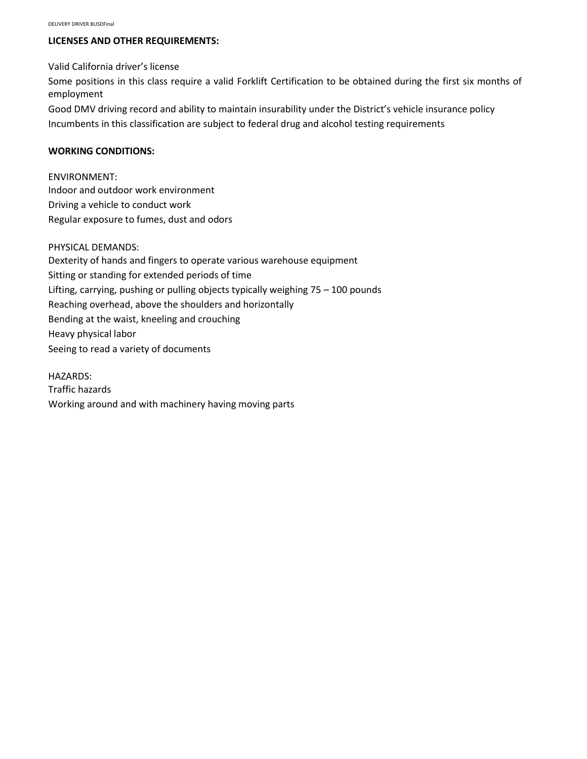**LICENSES AND OTHER REQUIREMENTS:**

Valid California driver's license

Some positions in this class require a valid Forklift Certification to be obtained during the first six months of employment

Good DMV driving record and ability to maintain insurability under the District's vehicle insurance policy

Incumbents in this classification are subject to federal drug and alcohol testing requirements

**WORKING CONDITIONS:**

ENVIRONMENT:
Indoor and outdoor work environment
Driving a vehicle to conduct work
Regular exposure to fumes, dust and odors

PHYSICAL DEMANDS:
Dexterity of hands and fingers to operate various warehouse equipment
Sitting or standing for extended periods of time
Lifting, carrying, pushing or pulling objects typically weighing 75 – 100 pounds
Reaching overhead, above the shoulders and horizontally
Bending at the waist, kneeling and crouching
Heavy physical labor
Seeing to read a variety of documents

HAZARDS:
Traffic hazards
Working around and with machinery having moving parts